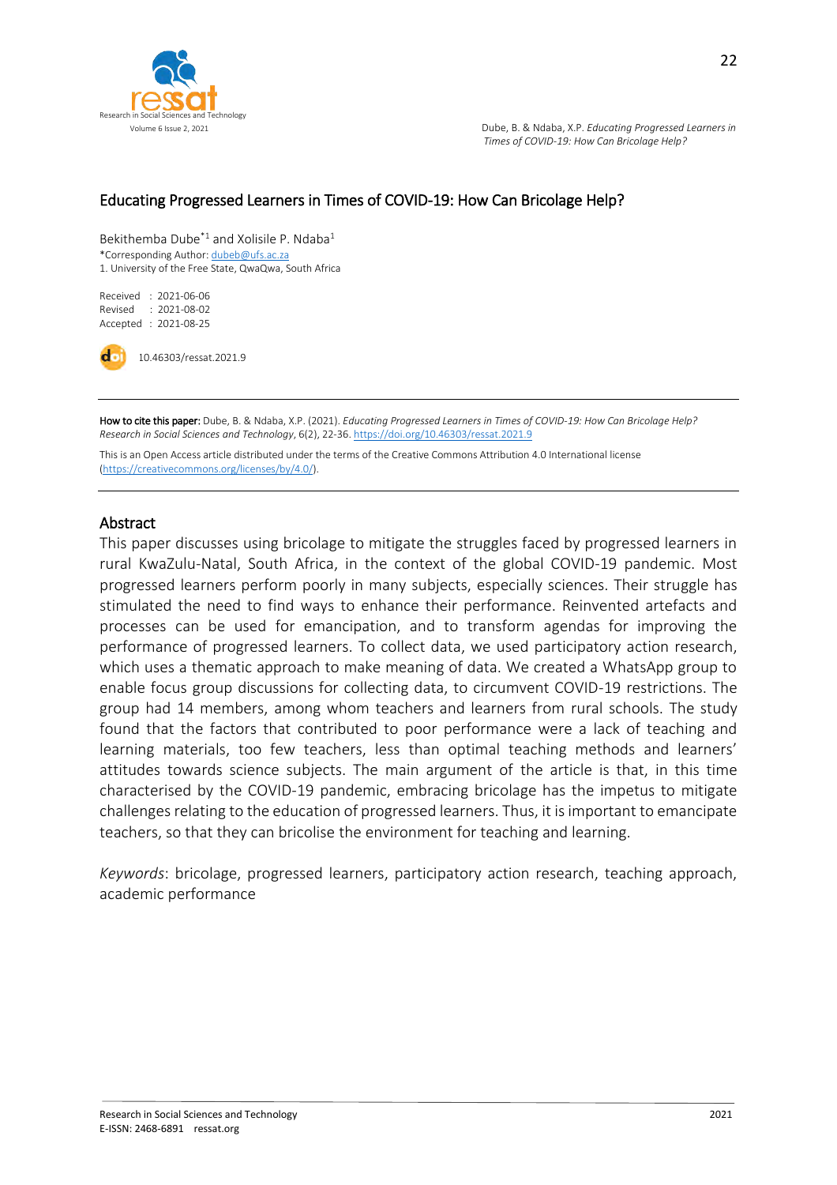# Educating Progressed Learners in Times of COVID-19: How Can Bricolage Help?

Bekithemba Dube*[1] and Xolisile P. Ndaba[1]

*Corresponding Author: dubeb@ufs.ac.za

1. University of the Free State, QwaQwa, South Africa

Received : 2021-06-06
Revised : 2021-08-02
Accepted : 2021-08-25

10.46303/ressat.2021.9

**How to cite this paper:** Dube, B. & Ndaba, X.P. (2021). *Educating Progressed Learners in Times of COVID-19: How Can Bricolage Help? Research in Social Sciences and Technology*, 6(2), 22-36. https://doi.org/10.46303/ressat.2021.9

This is an Open Access article distributed under the terms of the Creative Commons Attribution 4.0 International license (https://creativecommons.org/licenses/by/4.0/).

## Abstract

This paper discusses using bricolage to mitigate the struggles faced by progressed learners in rural KwaZulu-Natal, South Africa, in the context of the global COVID-19 pandemic. Most progressed learners perform poorly in many subjects, especially sciences. Their struggle has stimulated the need to find ways to enhance their performance. Reinvented artefacts and processes can be used for emancipation, and to transform agendas for improving the performance of progressed learners. To collect data, we used participatory action research, which uses a thematic approach to make meaning of data. We created a WhatsApp group to enable focus group discussions for collecting data, to circumvent COVID-19 restrictions. The group had 14 members, among whom teachers and learners from rural schools. The study found that the factors that contributed to poor performance were a lack of teaching and learning materials, too few teachers, less than optimal teaching methods and learners' attitudes towards science subjects. The main argument of the article is that, in this time characterised by the COVID-19 pandemic, embracing bricolage has the impetus to mitigate challenges relating to the education of progressed learners. Thus, it is important to emancipate teachers, so that they can bricolise the environment for teaching and learning.

*Keywords*: bricolage, progressed learners, participatory action research, teaching approach, academic performance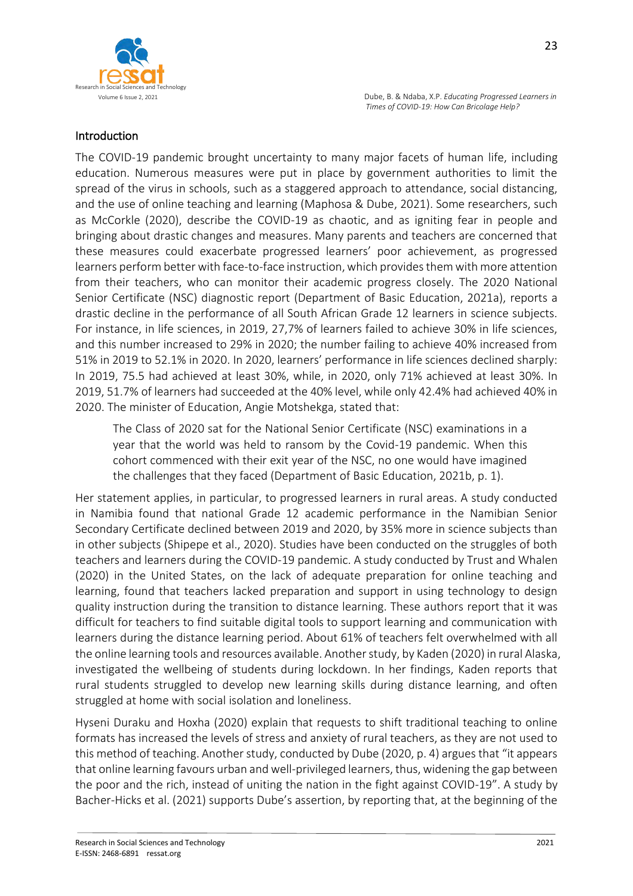## Introduction

The COVID-19 pandemic brought uncertainty to many major facets of human life, including education. Numerous measures were put in place by government authorities to limit the spread of the virus in schools, such as a staggered approach to attendance, social distancing, and the use of online teaching and learning (Maphosa & Dube, 2021). Some researchers, such as McCorkle (2020), describe the COVID-19 as chaotic, and as igniting fear in people and bringing about drastic changes and measures. Many parents and teachers are concerned that these measures could exacerbate progressed learners' poor achievement, as progressed learners perform better with face-to-face instruction, which provides them with more attention from their teachers, who can monitor their academic progress closely. The 2020 National Senior Certificate (NSC) diagnostic report (Department of Basic Education, 2021a), reports a drastic decline in the performance of all South African Grade 12 learners in science subjects. For instance, in life sciences, in 2019, 27,7% of learners failed to achieve 30% in life sciences, and this number increased to 29% in 2020; the number failing to achieve 40% increased from 51% in 2019 to 52.1% in 2020. In 2020, learners' performance in life sciences declined sharply: In 2019, 75.5 had achieved at least 30%, while, in 2020, only 71% achieved at least 30%. In 2019, 51.7% of learners had succeeded at the 40% level, while only 42.4% had achieved 40% in 2020. The minister of Education, Angie Motshekga, stated that:

> The Class of 2020 sat for the National Senior Certificate (NSC) examinations in a year that the world was held to ransom by the Covid-19 pandemic. When this cohort commenced with their exit year of the NSC, no one would have imagined the challenges that they faced (Department of Basic Education, 2021b, p. 1).

Her statement applies, in particular, to progressed learners in rural areas. A study conducted in Namibia found that national Grade 12 academic performance in the Namibian Senior Secondary Certificate declined between 2019 and 2020, by 35% more in science subjects than in other subjects (Shipepe et al., 2020). Studies have been conducted on the struggles of both teachers and learners during the COVID-19 pandemic. A study conducted by Trust and Whalen (2020) in the United States, on the lack of adequate preparation for online teaching and learning, found that teachers lacked preparation and support in using technology to design quality instruction during the transition to distance learning. These authors report that it was difficult for teachers to find suitable digital tools to support learning and communication with learners during the distance learning period. About 61% of teachers felt overwhelmed with all the online learning tools and resources available. Another study, by Kaden (2020) in rural Alaska, investigated the wellbeing of students during lockdown. In her findings, Kaden reports that rural students struggled to develop new learning skills during distance learning, and often struggled at home with social isolation and loneliness.

Hyseni Duraku and Hoxha (2020) explain that requests to shift traditional teaching to online formats has increased the levels of stress and anxiety of rural teachers, as they are not used to this method of teaching. Another study, conducted by Dube (2020, p. 4) argues that "it appears that online learning favours urban and well-privileged learners, thus, widening the gap between the poor and the rich, instead of uniting the nation in the fight against COVID-19". A study by Bacher-Hicks et al. (2021) supports Dube's assertion, by reporting that, at the beginning of the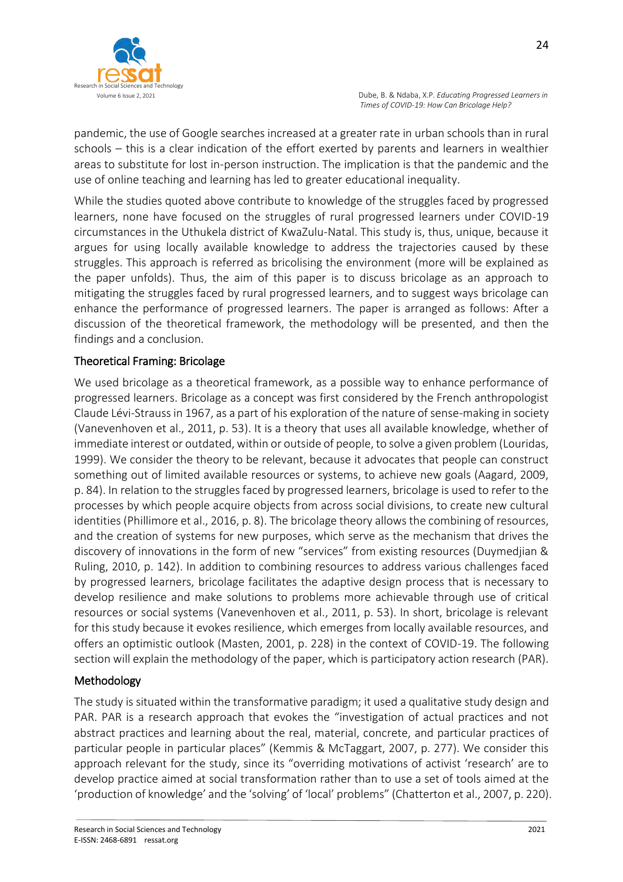pandemic, the use of Google searches increased at a greater rate in urban schools than in rural schools – this is a clear indication of the effort exerted by parents and learners in wealthier areas to substitute for lost in-person instruction. The implication is that the pandemic and the use of online teaching and learning has led to greater educational inequality.

While the studies quoted above contribute to knowledge of the struggles faced by progressed learners, none have focused on the struggles of rural progressed learners under COVID-19 circumstances in the Uthukela district of KwaZulu-Natal. This study is, thus, unique, because it argues for using locally available knowledge to address the trajectories caused by these struggles. This approach is referred as bricolising the environment (more will be explained as the paper unfolds). Thus, the aim of this paper is to discuss bricolage as an approach to mitigating the struggles faced by rural progressed learners, and to suggest ways bricolage can enhance the performance of progressed learners. The paper is arranged as follows: After a discussion of the theoretical framework, the methodology will be presented, and then the findings and a conclusion.

## Theoretical Framing: Bricolage

We used bricolage as a theoretical framework, as a possible way to enhance performance of progressed learners. Bricolage as a concept was first considered by the French anthropologist Claude Lévi-Strauss in 1967, as a part of his exploration of the nature of sense-making in society (Vanevenhoven et al., 2011, p. 53). It is a theory that uses all available knowledge, whether of immediate interest or outdated, within or outside of people, to solve a given problem (Louridas, 1999). We consider the theory to be relevant, because it advocates that people can construct something out of limited available resources or systems, to achieve new goals (Aagard, 2009, p. 84). In relation to the struggles faced by progressed learners, bricolage is used to refer to the processes by which people acquire objects from across social divisions, to create new cultural identities (Phillimore et al., 2016, p. 8). The bricolage theory allows the combining of resources, and the creation of systems for new purposes, which serve as the mechanism that drives the discovery of innovations in the form of new "services" from existing resources (Duymedjian & Ruling, 2010, p. 142). In addition to combining resources to address various challenges faced by progressed learners, bricolage facilitates the adaptive design process that is necessary to develop resilience and make solutions to problems more achievable through use of critical resources or social systems (Vanevenhoven et al., 2011, p. 53). In short, bricolage is relevant for this study because it evokes resilience, which emerges from locally available resources, and offers an optimistic outlook (Masten, 2001, p. 228) in the context of COVID-19. The following section will explain the methodology of the paper, which is participatory action research (PAR).

## Methodology

The study is situated within the transformative paradigm; it used a qualitative study design and PAR. PAR is a research approach that evokes the "investigation of actual practices and not abstract practices and learning about the real, material, concrete, and particular practices of particular people in particular places" (Kemmis & McTaggart, 2007, p. 277). We consider this approach relevant for the study, since its "overriding motivations of activist 'research' are to develop practice aimed at social transformation rather than to use a set of tools aimed at the 'production of knowledge' and the 'solving' of 'local' problems" (Chatterton et al., 2007, p. 220).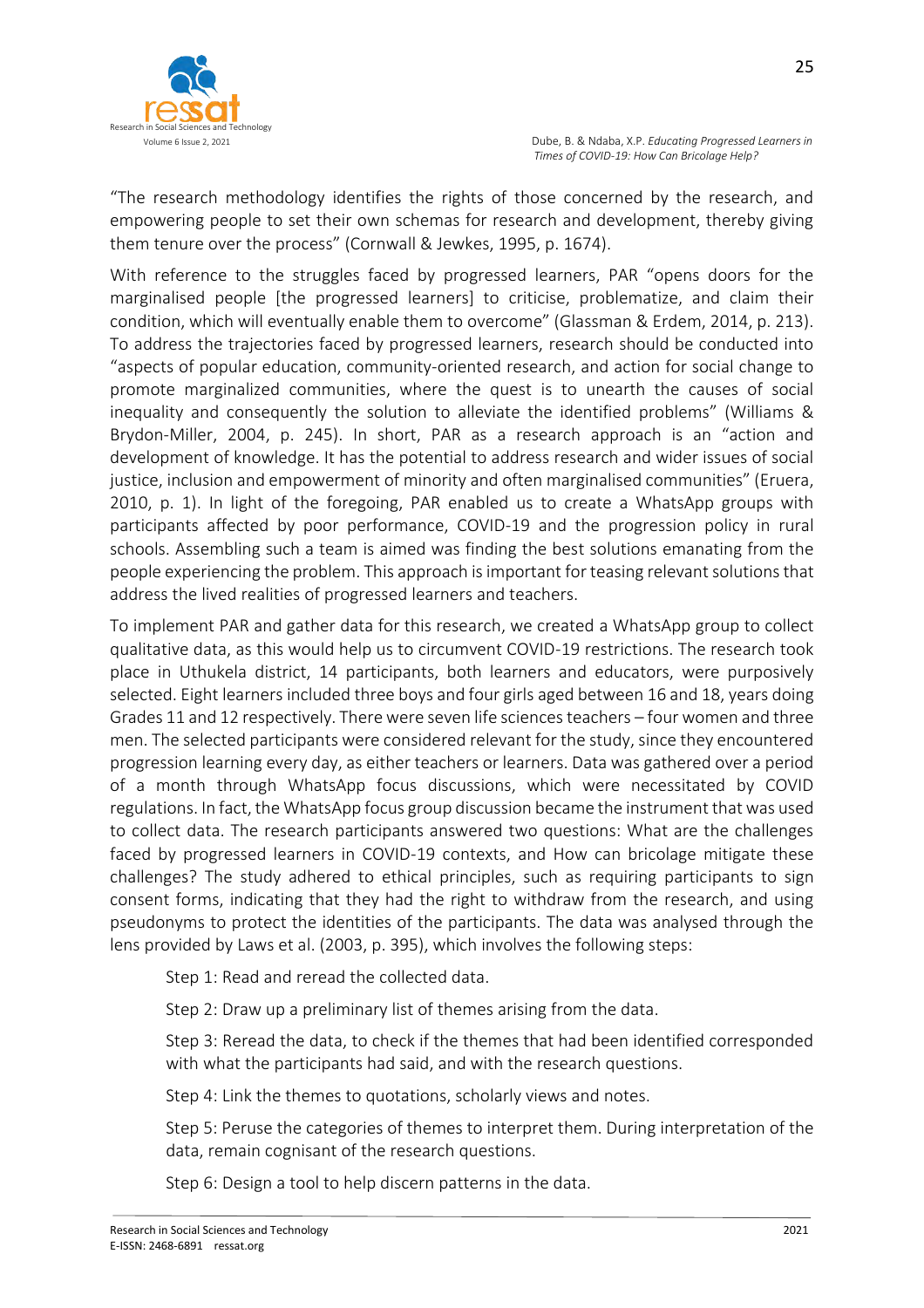"The research methodology identifies the rights of those concerned by the research, and empowering people to set their own schemas for research and development, thereby giving them tenure over the process" (Cornwall & Jewkes, 1995, p. 1674).

With reference to the struggles faced by progressed learners, PAR "opens doors for the marginalised people [the progressed learners] to criticise, problematize, and claim their condition, which will eventually enable them to overcome" (Glassman & Erdem, 2014, p. 213). To address the trajectories faced by progressed learners, research should be conducted into "aspects of popular education, community-oriented research, and action for social change to promote marginalized communities, where the quest is to unearth the causes of social inequality and consequently the solution to alleviate the identified problems" (Williams & Brydon-Miller, 2004, p. 245). In short, PAR as a research approach is an "action and development of knowledge. It has the potential to address research and wider issues of social justice, inclusion and empowerment of minority and often marginalised communities" (Eruera, 2010, p. 1). In light of the foregoing, PAR enabled us to create a WhatsApp groups with participants affected by poor performance, COVID-19 and the progression policy in rural schools. Assembling such a team is aimed was finding the best solutions emanating from the people experiencing the problem. This approach is important for teasing relevant solutions that address the lived realities of progressed learners and teachers.

To implement PAR and gather data for this research, we created a WhatsApp group to collect qualitative data, as this would help us to circumvent COVID-19 restrictions. The research took place in Uthukela district, 14 participants, both learners and educators, were purposively selected. Eight learners included three boys and four girls aged between 16 and 18, years doing Grades 11 and 12 respectively. There were seven life sciences teachers – four women and three men. The selected participants were considered relevant for the study, since they encountered progression learning every day, as either teachers or learners. Data was gathered over a period of a month through WhatsApp focus discussions, which were necessitated by COVID regulations. In fact, the WhatsApp focus group discussion became the instrument that was used to collect data. The research participants answered two questions: What are the challenges faced by progressed learners in COVID-19 contexts, and How can bricolage mitigate these challenges? The study adhered to ethical principles, such as requiring participants to sign consent forms, indicating that they had the right to withdraw from the research, and using pseudonyms to protect the identities of the participants. The data was analysed through the lens provided by Laws et al. (2003, p. 395), which involves the following steps:

Step 1: Read and reread the collected data.

Step 2: Draw up a preliminary list of themes arising from the data.

Step 3: Reread the data, to check if the themes that had been identified corresponded with what the participants had said, and with the research questions.

Step 4: Link the themes to quotations, scholarly views and notes.

Step 5: Peruse the categories of themes to interpret them. During interpretation of the data, remain cognisant of the research questions.

Step 6: Design a tool to help discern patterns in the data.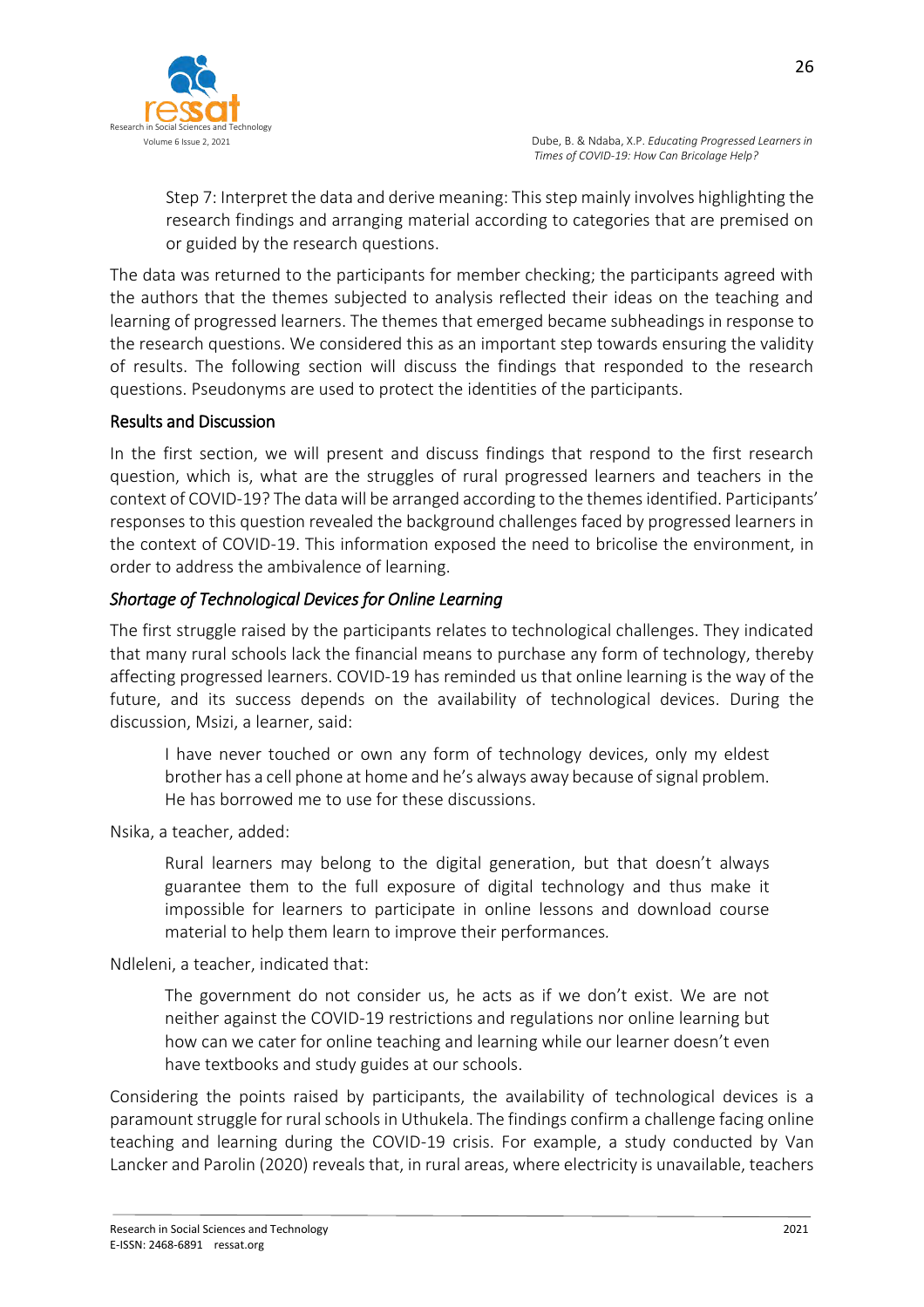Step 7: Interpret the data and derive meaning: This step mainly involves highlighting the research findings and arranging material according to categories that are premised on or guided by the research questions.

The data was returned to the participants for member checking; the participants agreed with the authors that the themes subjected to analysis reflected their ideas on the teaching and learning of progressed learners. The themes that emerged became subheadings in response to the research questions. We considered this as an important step towards ensuring the validity of results. The following section will discuss the findings that responded to the research questions. Pseudonyms are used to protect the identities of the participants.

## Results and Discussion

In the first section, we will present and discuss findings that respond to the first research question, which is, what are the struggles of rural progressed learners and teachers in the context of COVID-19? The data will be arranged according to the themes identified. Participants' responses to this question revealed the background challenges faced by progressed learners in the context of COVID-19. This information exposed the need to bricolise the environment, in order to address the ambivalence of learning.

### *Shortage of Technological Devices for Online Learning*

The first struggle raised by the participants relates to technological challenges. They indicated that many rural schools lack the financial means to purchase any form of technology, thereby affecting progressed learners. COVID-19 has reminded us that online learning is the way of the future, and its success depends on the availability of technological devices. During the discussion, Msizi, a learner, said:

> I have never touched or own any form of technology devices, only my eldest brother has a cell phone at home and he's always away because of signal problem. He has borrowed me to use for these discussions.

Nsika, a teacher, added:

> Rural learners may belong to the digital generation, but that doesn't always guarantee them to the full exposure of digital technology and thus make it impossible for learners to participate in online lessons and download course material to help them learn to improve their performances.

Ndleleni, a teacher, indicated that:

> The government do not consider us, he acts as if we don't exist. We are not neither against the COVID-19 restrictions and regulations nor online learning but how can we cater for online teaching and learning while our learner doesn't even have textbooks and study guides at our schools.

Considering the points raised by participants, the availability of technological devices is a paramount struggle for rural schools in Uthukela. The findings confirm a challenge facing online teaching and learning during the COVID-19 crisis. For example, a study conducted by Van Lancker and Parolin (2020) reveals that, in rural areas, where electricity is unavailable, teachers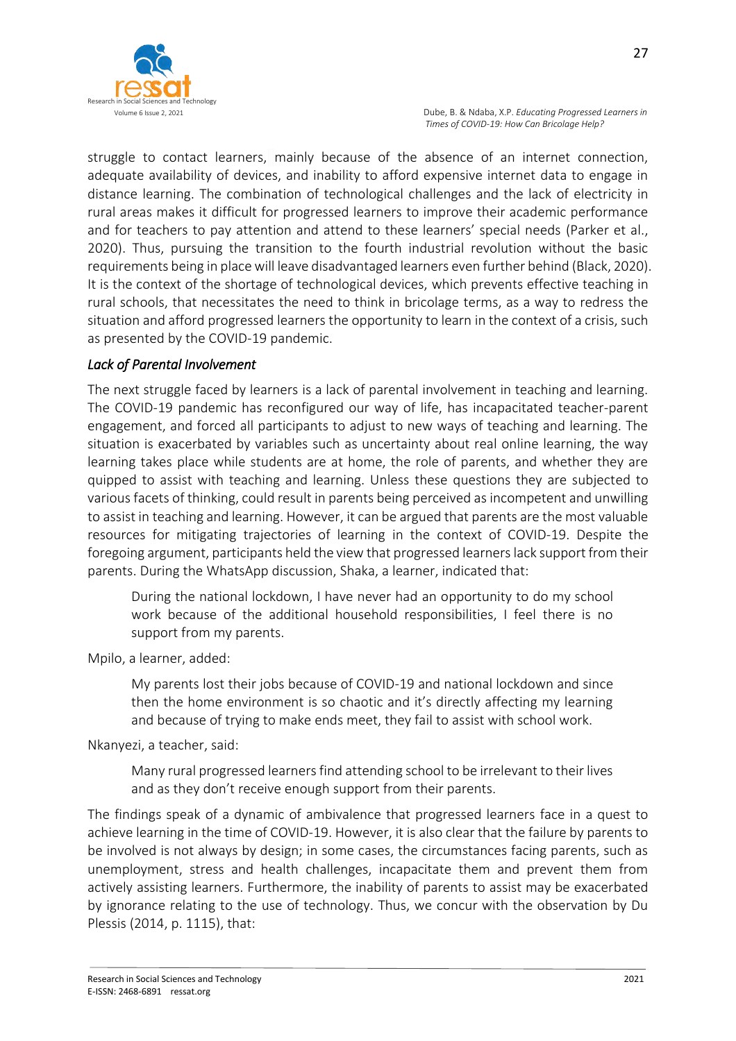struggle to contact learners, mainly because of the absence of an internet connection, adequate availability of devices, and inability to afford expensive internet data to engage in distance learning. The combination of technological challenges and the lack of electricity in rural areas makes it difficult for progressed learners to improve their academic performance and for teachers to pay attention and attend to these learners' special needs (Parker et al., 2020). Thus, pursuing the transition to the fourth industrial revolution without the basic requirements being in place will leave disadvantaged learners even further behind (Black, 2020). It is the context of the shortage of technological devices, which prevents effective teaching in rural schools, that necessitates the need to think in bricolage terms, as a way to redress the situation and afford progressed learners the opportunity to learn in the context of a crisis, such as presented by the COVID-19 pandemic.

### *Lack of Parental Involvement*

The next struggle faced by learners is a lack of parental involvement in teaching and learning. The COVID-19 pandemic has reconfigured our way of life, has incapacitated teacher-parent engagement, and forced all participants to adjust to new ways of teaching and learning. The situation is exacerbated by variables such as uncertainty about real online learning, the way learning takes place while students are at home, the role of parents, and whether they are quipped to assist with teaching and learning. Unless these questions they are subjected to various facets of thinking, could result in parents being perceived as incompetent and unwilling to assist in teaching and learning. However, it can be argued that parents are the most valuable resources for mitigating trajectories of learning in the context of COVID-19. Despite the foregoing argument, participants held the view that progressed learners lack support from their parents. During the WhatsApp discussion, Shaka, a learner, indicated that:

> During the national lockdown, I have never had an opportunity to do my school work because of the additional household responsibilities, I feel there is no support from my parents.

Mpilo, a learner, added:

> My parents lost their jobs because of COVID-19 and national lockdown and since then the home environment is so chaotic and it's directly affecting my learning and because of trying to make ends meet, they fail to assist with school work.

Nkanyezi, a teacher, said:

> Many rural progressed learners find attending school to be irrelevant to their lives and as they don't receive enough support from their parents.

The findings speak of a dynamic of ambivalence that progressed learners face in a quest to achieve learning in the time of COVID-19. However, it is also clear that the failure by parents to be involved is not always by design; in some cases, the circumstances facing parents, such as unemployment, stress and health challenges, incapacitate them and prevent them from actively assisting learners. Furthermore, the inability of parents to assist may be exacerbated by ignorance relating to the use of technology. Thus, we concur with the observation by Du Plessis (2014, p. 1115), that: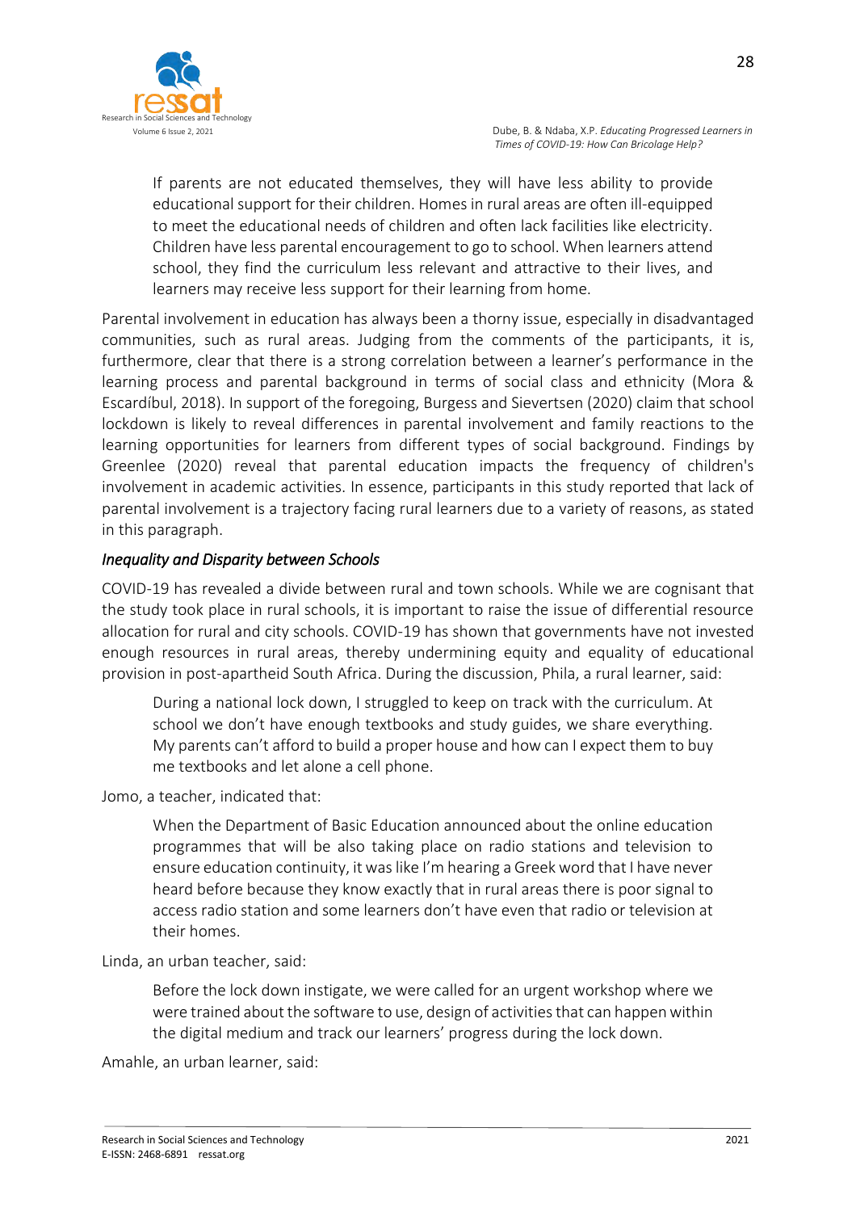> If parents are not educated themselves, they will have less ability to provide educational support for their children. Homes in rural areas are often ill-equipped to meet the educational needs of children and often lack facilities like electricity. Children have less parental encouragement to go to school. When learners attend school, they find the curriculum less relevant and attractive to their lives, and learners may receive less support for their learning from home.

Parental involvement in education has always been a thorny issue, especially in disadvantaged communities, such as rural areas. Judging from the comments of the participants, it is, furthermore, clear that there is a strong correlation between a learner's performance in the learning process and parental background in terms of social class and ethnicity (Mora & Escardíbul, 2018). In support of the foregoing, Burgess and Sievertsen (2020) claim that school lockdown is likely to reveal differences in parental involvement and family reactions to the learning opportunities for learners from different types of social background. Findings by Greenlee (2020) reveal that parental education impacts the frequency of children's involvement in academic activities. In essence, participants in this study reported that lack of parental involvement is a trajectory facing rural learners due to a variety of reasons, as stated in this paragraph.

### *Inequality and Disparity between Schools*

COVID-19 has revealed a divide between rural and town schools. While we are cognisant that the study took place in rural schools, it is important to raise the issue of differential resource allocation for rural and city schools. COVID-19 has shown that governments have not invested enough resources in rural areas, thereby undermining equity and equality of educational provision in post-apartheid South Africa. During the discussion, Phila, a rural learner, said:

> During a national lock down, I struggled to keep on track with the curriculum. At school we don't have enough textbooks and study guides, we share everything. My parents can't afford to build a proper house and how can I expect them to buy me textbooks and let alone a cell phone.

Jomo, a teacher, indicated that:

> When the Department of Basic Education announced about the online education programmes that will be also taking place on radio stations and television to ensure education continuity, it was like I'm hearing a Greek word that I have never heard before because they know exactly that in rural areas there is poor signal to access radio station and some learners don't have even that radio or television at their homes.

Linda, an urban teacher, said:

> Before the lock down instigate, we were called for an urgent workshop where we were trained about the software to use, design of activities that can happen within the digital medium and track our learners' progress during the lock down.

Amahle, an urban learner, said: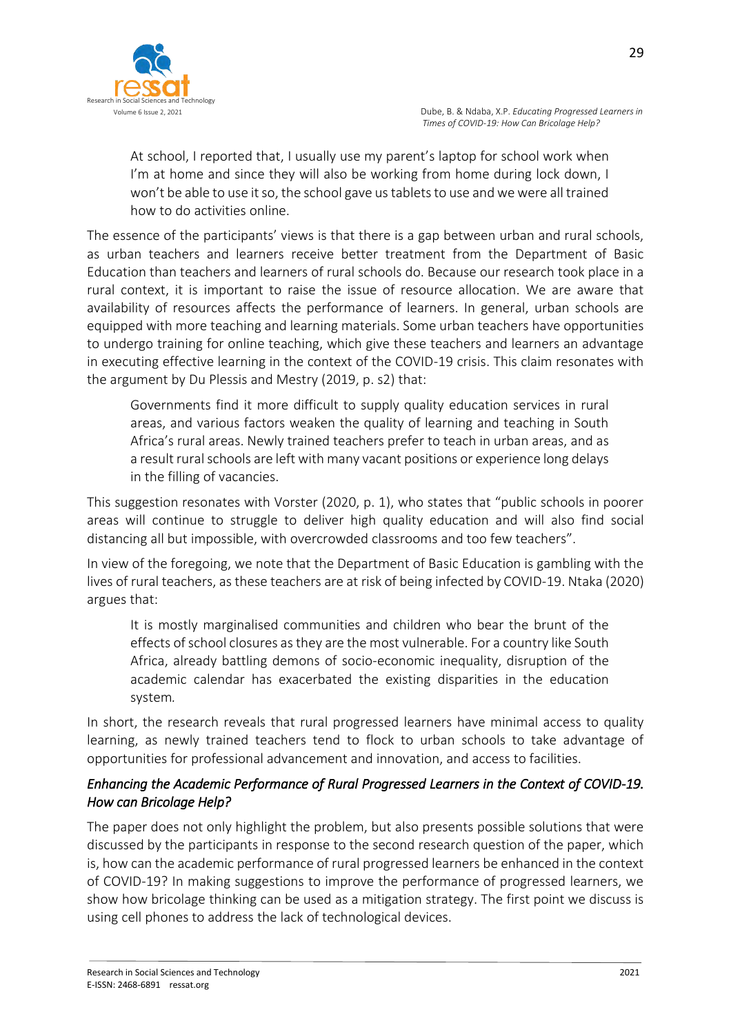> At school, I reported that, I usually use my parent's laptop for school work when I'm at home and since they will also be working from home during lock down, I won't be able to use it so, the school gave us tablets to use and we were all trained how to do activities online.

The essence of the participants' views is that there is a gap between urban and rural schools, as urban teachers and learners receive better treatment from the Department of Basic Education than teachers and learners of rural schools do. Because our research took place in a rural context, it is important to raise the issue of resource allocation. We are aware that availability of resources affects the performance of learners. In general, urban schools are equipped with more teaching and learning materials. Some urban teachers have opportunities to undergo training for online teaching, which give these teachers and learners an advantage in executing effective learning in the context of the COVID-19 crisis. This claim resonates with the argument by Du Plessis and Mestry (2019, p. s2) that:

> Governments find it more difficult to supply quality education services in rural areas, and various factors weaken the quality of learning and teaching in South Africa's rural areas. Newly trained teachers prefer to teach in urban areas, and as a result rural schools are left with many vacant positions or experience long delays in the filling of vacancies.

This suggestion resonates with Vorster (2020, p. 1), who states that "public schools in poorer areas will continue to struggle to deliver high quality education and will also find social distancing all but impossible, with overcrowded classrooms and too few teachers".

In view of the foregoing, we note that the Department of Basic Education is gambling with the lives of rural teachers, as these teachers are at risk of being infected by COVID-19. Ntaka (2020) argues that:

> It is mostly marginalised communities and children who bear the brunt of the effects of school closures as they are the most vulnerable. For a country like South Africa, already battling demons of socio-economic inequality, disruption of the academic calendar has exacerbated the existing disparities in the education system.

In short, the research reveals that rural progressed learners have minimal access to quality learning, as newly trained teachers tend to flock to urban schools to take advantage of opportunities for professional advancement and innovation, and access to facilities.

### *Enhancing the Academic Performance of Rural Progressed Learners in the Context of COVID-19. How can Bricolage Help?*

The paper does not only highlight the problem, but also presents possible solutions that were discussed by the participants in response to the second research question of the paper, which is, how can the academic performance of rural progressed learners be enhanced in the context of COVID-19? In making suggestions to improve the performance of progressed learners, we show how bricolage thinking can be used as a mitigation strategy. The first point we discuss is using cell phones to address the lack of technological devices.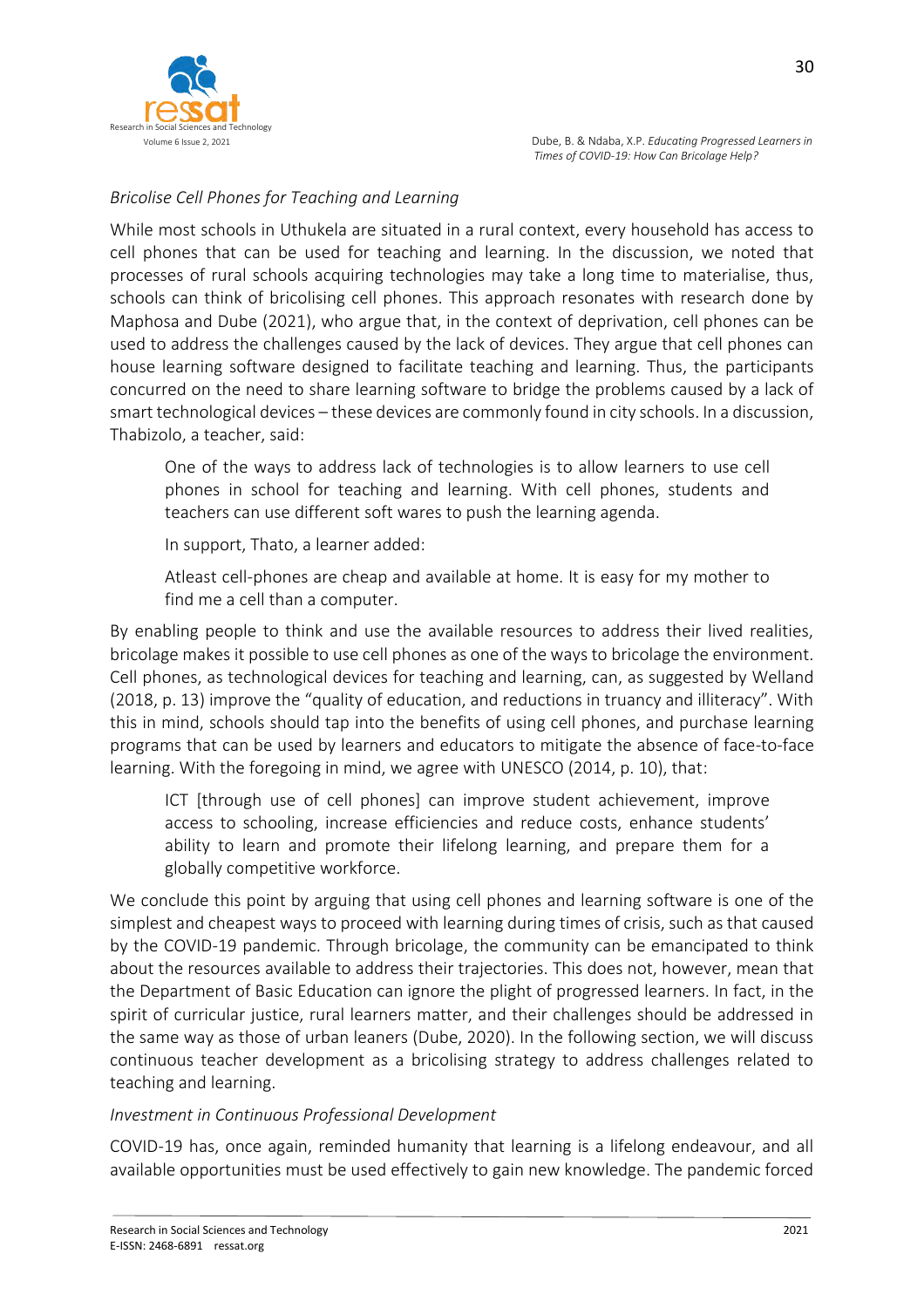*Bricolise Cell Phones for Teaching and Learning*

While most schools in Uthukela are situated in a rural context, every household has access to cell phones that can be used for teaching and learning. In the discussion, we noted that processes of rural schools acquiring technologies may take a long time to materialise, thus, schools can think of bricolising cell phones. This approach resonates with research done by Maphosa and Dube (2021), who argue that, in the context of deprivation, cell phones can be used to address the challenges caused by the lack of devices. They argue that cell phones can house learning software designed to facilitate teaching and learning. Thus, the participants concurred on the need to share learning software to bridge the problems caused by a lack of smart technological devices – these devices are commonly found in city schools. In a discussion, Thabizolo, a teacher, said:

> One of the ways to address lack of technologies is to allow learners to use cell phones in school for teaching and learning. With cell phones, students and teachers can use different soft wares to push the learning agenda.
>
> In support, Thato, a learner added:
>
> Atleast cell-phones are cheap and available at home. It is easy for my mother to find me a cell than a computer.

By enabling people to think and use the available resources to address their lived realities, bricolage makes it possible to use cell phones as one of the ways to bricolage the environment. Cell phones, as technological devices for teaching and learning, can, as suggested by Welland (2018, p. 13) improve the "quality of education, and reductions in truancy and illiteracy". With this in mind, schools should tap into the benefits of using cell phones, and purchase learning programs that can be used by learners and educators to mitigate the absence of face-to-face learning. With the foregoing in mind, we agree with UNESCO (2014, p. 10), that:

> ICT [through use of cell phones] can improve student achievement, improve access to schooling, increase efficiencies and reduce costs, enhance students' ability to learn and promote their lifelong learning, and prepare them for a globally competitive workforce.

We conclude this point by arguing that using cell phones and learning software is one of the simplest and cheapest ways to proceed with learning during times of crisis, such as that caused by the COVID-19 pandemic. Through bricolage, the community can be emancipated to think about the resources available to address their trajectories. This does not, however, mean that the Department of Basic Education can ignore the plight of progressed learners. In fact, in the spirit of curricular justice, rural learners matter, and their challenges should be addressed in the same way as those of urban leaners (Dube, 2020). In the following section, we will discuss continuous teacher development as a bricolising strategy to address challenges related to teaching and learning.

*Investment in Continuous Professional Development*

COVID-19 has, once again, reminded humanity that learning is a lifelong endeavour, and all available opportunities must be used effectively to gain new knowledge. The pandemic forced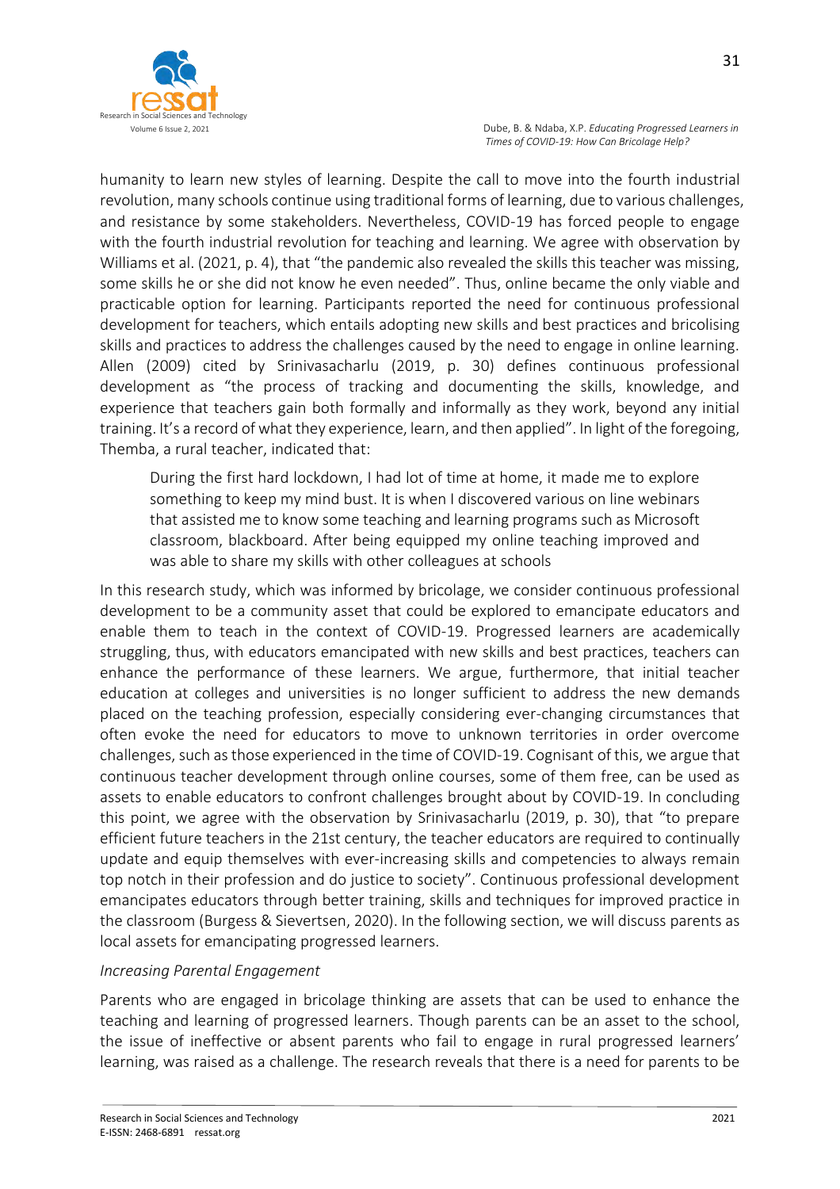humanity to learn new styles of learning. Despite the call to move into the fourth industrial revolution, many schools continue using traditional forms of learning, due to various challenges, and resistance by some stakeholders. Nevertheless, COVID-19 has forced people to engage with the fourth industrial revolution for teaching and learning. We agree with observation by Williams et al. (2021, p. 4), that "the pandemic also revealed the skills this teacher was missing, some skills he or she did not know he even needed". Thus, online became the only viable and practicable option for learning. Participants reported the need for continuous professional development for teachers, which entails adopting new skills and best practices and bricolising skills and practices to address the challenges caused by the need to engage in online learning. Allen (2009) cited by Srinivasacharlu (2019, p. 30) defines continuous professional development as "the process of tracking and documenting the skills, knowledge, and experience that teachers gain both formally and informally as they work, beyond any initial training. It's a record of what they experience, learn, and then applied". In light of the foregoing, Themba, a rural teacher, indicated that:

> During the first hard lockdown, I had lot of time at home, it made me to explore something to keep my mind bust. It is when I discovered various on line webinars that assisted me to know some teaching and learning programs such as Microsoft classroom, blackboard. After being equipped my online teaching improved and was able to share my skills with other colleagues at schools

In this research study, which was informed by bricolage, we consider continuous professional development to be a community asset that could be explored to emancipate educators and enable them to teach in the context of COVID-19. Progressed learners are academically struggling, thus, with educators emancipated with new skills and best practices, teachers can enhance the performance of these learners. We argue, furthermore, that initial teacher education at colleges and universities is no longer sufficient to address the new demands placed on the teaching profession, especially considering ever-changing circumstances that often evoke the need for educators to move to unknown territories in order overcome challenges, such as those experienced in the time of COVID-19. Cognisant of this, we argue that continuous teacher development through online courses, some of them free, can be used as assets to enable educators to confront challenges brought about by COVID-19. In concluding this point, we agree with the observation by Srinivasacharlu (2019, p. 30), that "to prepare efficient future teachers in the 21st century, the teacher educators are required to continually update and equip themselves with ever-increasing skills and competencies to always remain top notch in their profession and do justice to society". Continuous professional development emancipates educators through better training, skills and techniques for improved practice in the classroom (Burgess & Sievertsen, 2020). In the following section, we will discuss parents as local assets for emancipating progressed learners.

*Increasing Parental Engagement*

Parents who are engaged in bricolage thinking are assets that can be used to enhance the teaching and learning of progressed learners. Though parents can be an asset to the school, the issue of ineffective or absent parents who fail to engage in rural progressed learners' learning, was raised as a challenge. The research reveals that there is a need for parents to be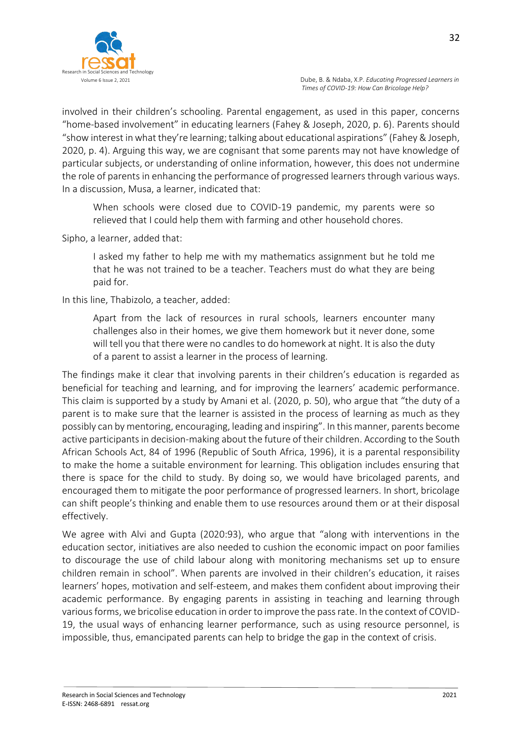involved in their children's schooling. Parental engagement, as used in this paper, concerns "home-based involvement" in educating learners (Fahey & Joseph, 2020, p. 6). Parents should "show interest in what they're learning; talking about educational aspirations" (Fahey & Joseph, 2020, p. 4). Arguing this way, we are cognisant that some parents may not have knowledge of particular subjects, or understanding of online information, however, this does not undermine the role of parents in enhancing the performance of progressed learners through various ways. In a discussion, Musa, a learner, indicated that:

> When schools were closed due to COVID-19 pandemic, my parents were so relieved that I could help them with farming and other household chores.

Sipho, a learner, added that:

> I asked my father to help me with my mathematics assignment but he told me that he was not trained to be a teacher. Teachers must do what they are being paid for.

In this line, Thabizolo, a teacher, added:

> Apart from the lack of resources in rural schools, learners encounter many challenges also in their homes, we give them homework but it never done, some will tell you that there were no candles to do homework at night. It is also the duty of a parent to assist a learner in the process of learning.

The findings make it clear that involving parents in their children's education is regarded as beneficial for teaching and learning, and for improving the learners' academic performance. This claim is supported by a study by Amani et al. (2020, p. 50), who argue that "the duty of a parent is to make sure that the learner is assisted in the process of learning as much as they possibly can by mentoring, encouraging, leading and inspiring". In this manner, parents become active participants in decision-making about the future of their children. According to the South African Schools Act, 84 of 1996 (Republic of South Africa, 1996), it is a parental responsibility to make the home a suitable environment for learning. This obligation includes ensuring that there is space for the child to study. By doing so, we would have bricolaged parents, and encouraged them to mitigate the poor performance of progressed learners. In short, bricolage can shift people's thinking and enable them to use resources around them or at their disposal effectively.

We agree with Alvi and Gupta (2020:93), who argue that "along with interventions in the education sector, initiatives are also needed to cushion the economic impact on poor families to discourage the use of child labour along with monitoring mechanisms set up to ensure children remain in school". When parents are involved in their children's education, it raises learners' hopes, motivation and self-esteem, and makes them confident about improving their academic performance. By engaging parents in assisting in teaching and learning through various forms, we bricolise education in order to improve the pass rate. In the context of COVID-19, the usual ways of enhancing learner performance, such as using resource personnel, is impossible, thus, emancipated parents can help to bridge the gap in the context of crisis.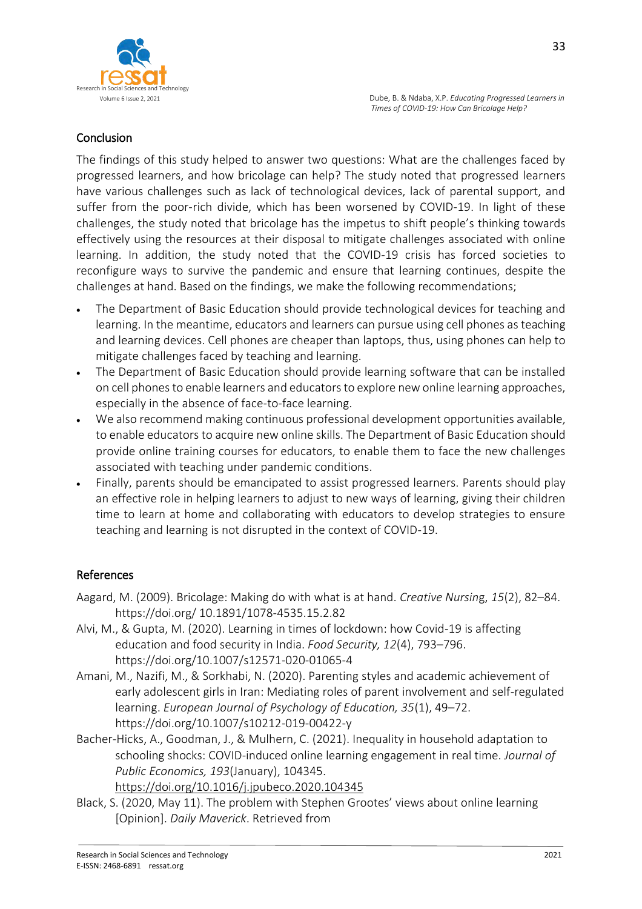## Conclusion

The findings of this study helped to answer two questions: What are the challenges faced by progressed learners, and how bricolage can help? The study noted that progressed learners have various challenges such as lack of technological devices, lack of parental support, and suffer from the poor-rich divide, which has been worsened by COVID-19. In light of these challenges, the study noted that bricolage has the impetus to shift people's thinking towards effectively using the resources at their disposal to mitigate challenges associated with online learning. In addition, the study noted that the COVID-19 crisis has forced societies to reconfigure ways to survive the pandemic and ensure that learning continues, despite the challenges at hand. Based on the findings, we make the following recommendations;

- The Department of Basic Education should provide technological devices for teaching and learning. In the meantime, educators and learners can pursue using cell phones as teaching and learning devices. Cell phones are cheaper than laptops, thus, using phones can help to mitigate challenges faced by teaching and learning.
- The Department of Basic Education should provide learning software that can be installed on cell phones to enable learners and educators to explore new online learning approaches, especially in the absence of face-to-face learning.
- We also recommend making continuous professional development opportunities available, to enable educators to acquire new online skills. The Department of Basic Education should provide online training courses for educators, to enable them to face the new challenges associated with teaching under pandemic conditions.
- Finally, parents should be emancipated to assist progressed learners. Parents should play an effective role in helping learners to adjust to new ways of learning, giving their children time to learn at home and collaborating with educators to develop strategies to ensure teaching and learning is not disrupted in the context of COVID-19.

## References

Aagard, M. (2009). Bricolage: Making do with what is at hand. *Creative Nursing*, *15*(2), 82–84. https://doi.org/ 10.1891/1078-4535.15.2.82

Alvi, M., & Gupta, M. (2020). Learning in times of lockdown: how Covid-19 is affecting education and food security in India. *Food Security, 12*(4), 793–796. https://doi.org/10.1007/s12571-020-01065-4

Amani, M., Nazifi, M., & Sorkhabi, N. (2020). Parenting styles and academic achievement of early adolescent girls in Iran: Mediating roles of parent involvement and self-regulated learning. *European Journal of Psychology of Education, 35*(1), 49–72. https://doi.org/10.1007/s10212-019-00422-y

Bacher-Hicks, A., Goodman, J., & Mulhern, C. (2021). Inequality in household adaptation to schooling shocks: COVID-induced online learning engagement in real time. *Journal of Public Economics, 193*(January), 104345. https://doi.org/10.1016/j.jpubeco.2020.104345

Black, S. (2020, May 11). The problem with Stephen Grootes' views about online learning [Opinion]. *Daily Maverick*. Retrieved from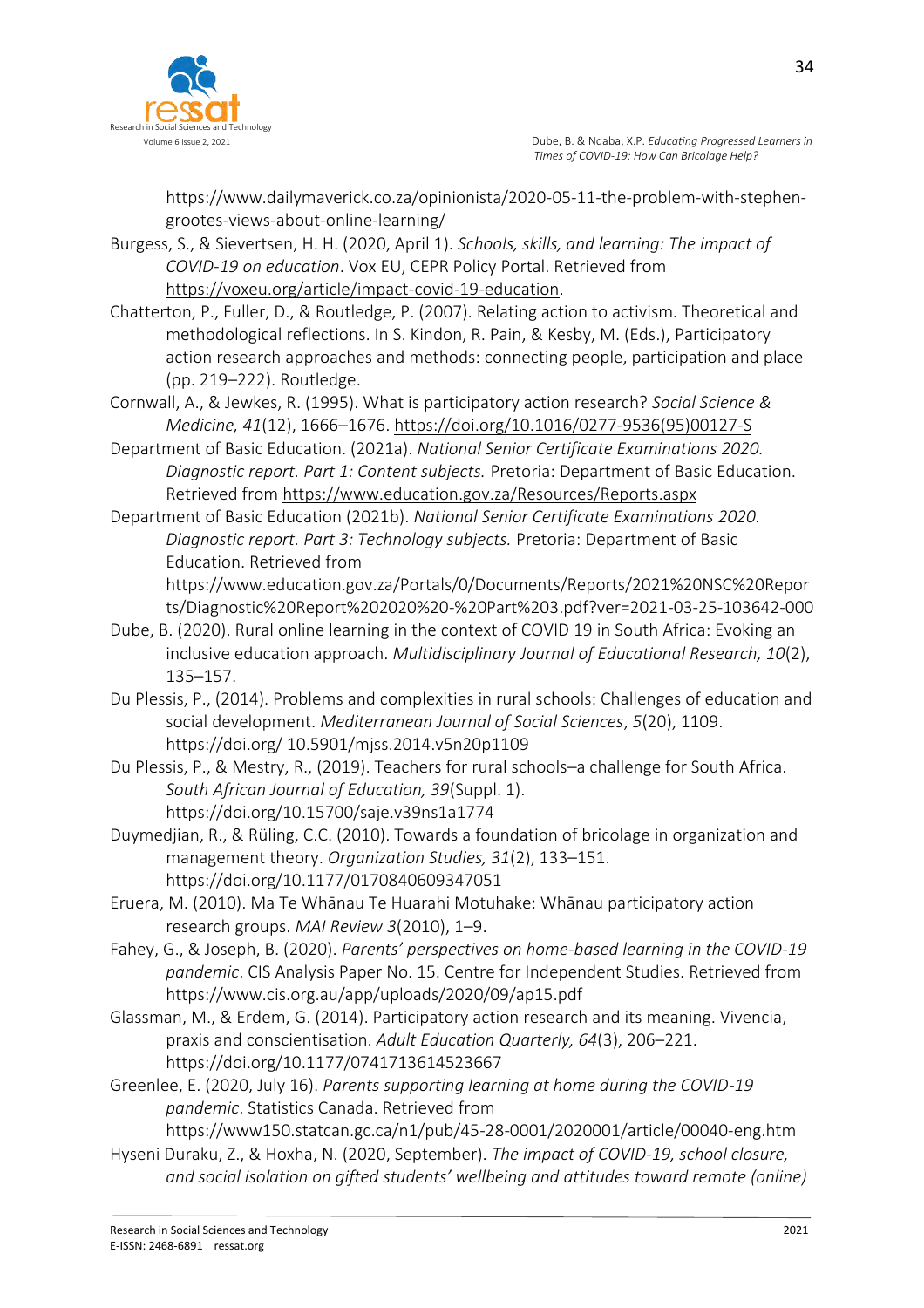https://www.dailymaverick.co.za/opinionista/2020-05-11-the-problem-with-stephen-grootes-views-about-online-learning/

Burgess, S., & Sievertsen, H. H. (2020, April 1). *Schools, skills, and learning: The impact of COVID-19 on education*. Vox EU, CEPR Policy Portal. Retrieved from https://voxeu.org/article/impact-covid-19-education.

Chatterton, P., Fuller, D., & Routledge, P. (2007). Relating action to activism. Theoretical and methodological reflections. In S. Kindon, R. Pain, & Kesby, M. (Eds.), Participatory action research approaches and methods: connecting people, participation and place (pp. 219–222). Routledge.

Cornwall, A., & Jewkes, R. (1995). What is participatory action research? *Social Science & Medicine, 41*(12), 1666–1676. https://doi.org/10.1016/0277-9536(95)00127-S

Department of Basic Education. (2021a). *National Senior Certificate Examinations 2020. Diagnostic report. Part 1: Content subjects.* Pretoria: Department of Basic Education. Retrieved from https://www.education.gov.za/Resources/Reports.aspx

Department of Basic Education (2021b). *National Senior Certificate Examinations 2020. Diagnostic report. Part 3: Technology subjects.* Pretoria: Department of Basic Education. Retrieved from https://www.education.gov.za/Portals/0/Documents/Reports/2021%20NSC%20Reports/Diagnostic%20Report%202020%20-%20Part%203.pdf?ver=2021-03-25-103642-000

Dube, B. (2020). Rural online learning in the context of COVID 19 in South Africa: Evoking an inclusive education approach. *Multidisciplinary Journal of Educational Research, 10*(2), 135–157.

Du Plessis, P., (2014). Problems and complexities in rural schools: Challenges of education and social development. *Mediterranean Journal of Social Sciences*, *5*(20), 1109. https://doi.org/ 10.5901/mjss.2014.v5n20p1109

Du Plessis, P., & Mestry, R., (2019). Teachers for rural schools–a challenge for South Africa. *South African Journal of Education, 39*(Suppl. 1). https://doi.org/10.15700/saje.v39ns1a1774

Duymedjian, R., & Rüling, C.C. (2010). Towards a foundation of bricolage in organization and management theory. *Organization Studies, 31*(2), 133–151. https://doi.org/10.1177/0170840609347051

Eruera, M. (2010). Ma Te Whānau Te Huarahi Motuhake: Whānau participatory action research groups. *MAI Review 3*(2010), 1–9.

Fahey, G., & Joseph, B. (2020). *Parents' perspectives on home-based learning in the COVID-19 pandemic*. CIS Analysis Paper No. 15. Centre for Independent Studies. Retrieved from https://www.cis.org.au/app/uploads/2020/09/ap15.pdf

Glassman, M., & Erdem, G. (2014). Participatory action research and its meaning. Vivencia, praxis and conscientisation. *Adult Education Quarterly, 64*(3), 206–221. https://doi.org/10.1177/0741713614523667

Greenlee, E. (2020, July 16). *Parents supporting learning at home during the COVID-19 pandemic*. Statistics Canada. Retrieved from https://www150.statcan.gc.ca/n1/pub/45-28-0001/2020001/article/00040-eng.htm

Hyseni Duraku, Z., & Hoxha, N. (2020, September). *The impact of COVID-19, school closure, and social isolation on gifted students' wellbeing and attitudes toward remote (online)*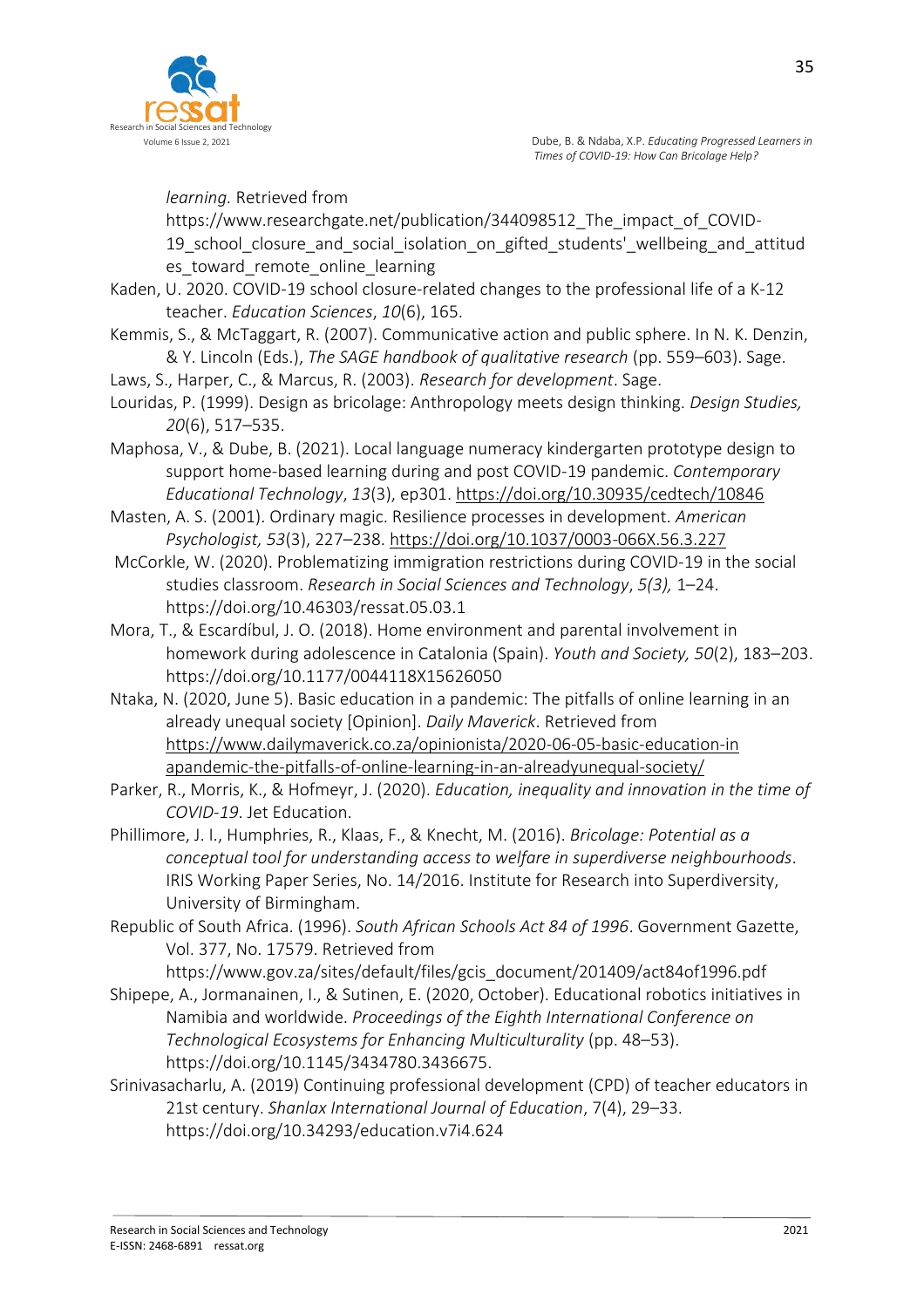*learning.* Retrieved from https://www.researchgate.net/publication/344098512_The_impact_of_COVID-19_school_closure_and_social_isolation_on_gifted_students'_wellbeing_and_attitudes_toward_remote_online_learning

Kaden, U. 2020. COVID-19 school closure-related changes to the professional life of a K-12 teacher. *Education Sciences*, *10*(6), 165.

Kemmis, S., & McTaggart, R. (2007). Communicative action and public sphere. In N. K. Denzin, & Y. Lincoln (Eds.), *The SAGE handbook of qualitative research* (pp. 559–603). Sage.

Laws, S., Harper, C., & Marcus, R. (2003). *Research for development*. Sage.

Louridas, P. (1999). Design as bricolage: Anthropology meets design thinking. *Design Studies, 20*(6), 517–535.

Maphosa, V., & Dube, B. (2021). Local language numeracy kindergarten prototype design to support home-based learning during and post COVID-19 pandemic. *Contemporary Educational Technology*, *13*(3), ep301. https://doi.org/10.30935/cedtech/10846

Masten, A. S. (2001). Ordinary magic. Resilience processes in development. *American Psychologist, 53*(3), 227–238. https://doi.org/10.1037/0003-066X.56.3.227

McCorkle, W. (2020). Problematizing immigration restrictions during COVID-19 in the social studies classroom. *Research in Social Sciences and Technology*, *5(3),* 1–24. https://doi.org/10.46303/ressat.05.03.1

Mora, T., & Escardíbul, J. O. (2018). Home environment and parental involvement in homework during adolescence in Catalonia (Spain). *Youth and Society, 50*(2), 183–203. https://doi.org/10.1177/0044118X15626050

Ntaka, N. (2020, June 5). Basic education in a pandemic: The pitfalls of online learning in an already unequal society [Opinion]. *Daily Maverick*. Retrieved from https://www.dailymaverick.co.za/opinionista/2020-06-05-basic-education-in apandemic-the-pitfalls-of-online-learning-in-an-alreadyunequal-society/

Parker, R., Morris, K., & Hofmeyr, J. (2020). *Education, inequality and innovation in the time of COVID-19*. Jet Education.

Phillimore, J. I., Humphries, R., Klaas, F., & Knecht, M. (2016). *Bricolage: Potential as a conceptual tool for understanding access to welfare in superdiverse neighbourhoods*. IRIS Working Paper Series, No. 14/2016. Institute for Research into Superdiversity, University of Birmingham.

Republic of South Africa. (1996). *South African Schools Act 84 of 1996*. Government Gazette, Vol. 377, No. 17579. Retrieved from https://www.gov.za/sites/default/files/gcis_document/201409/act84of1996.pdf

Shipepe, A., Jormanainen, I., & Sutinen, E. (2020, October). Educational robotics initiatives in Namibia and worldwide. *Proceedings of the Eighth International Conference on Technological Ecosystems for Enhancing Multiculturality* (pp. 48–53). https://doi.org/10.1145/3434780.3436675.

Srinivasacharlu, A. (2019) Continuing professional development (CPD) of teacher educators in 21st century. *Shanlax International Journal of Education*, 7(4), 29–33. https://doi.org/10.34293/education.v7i4.624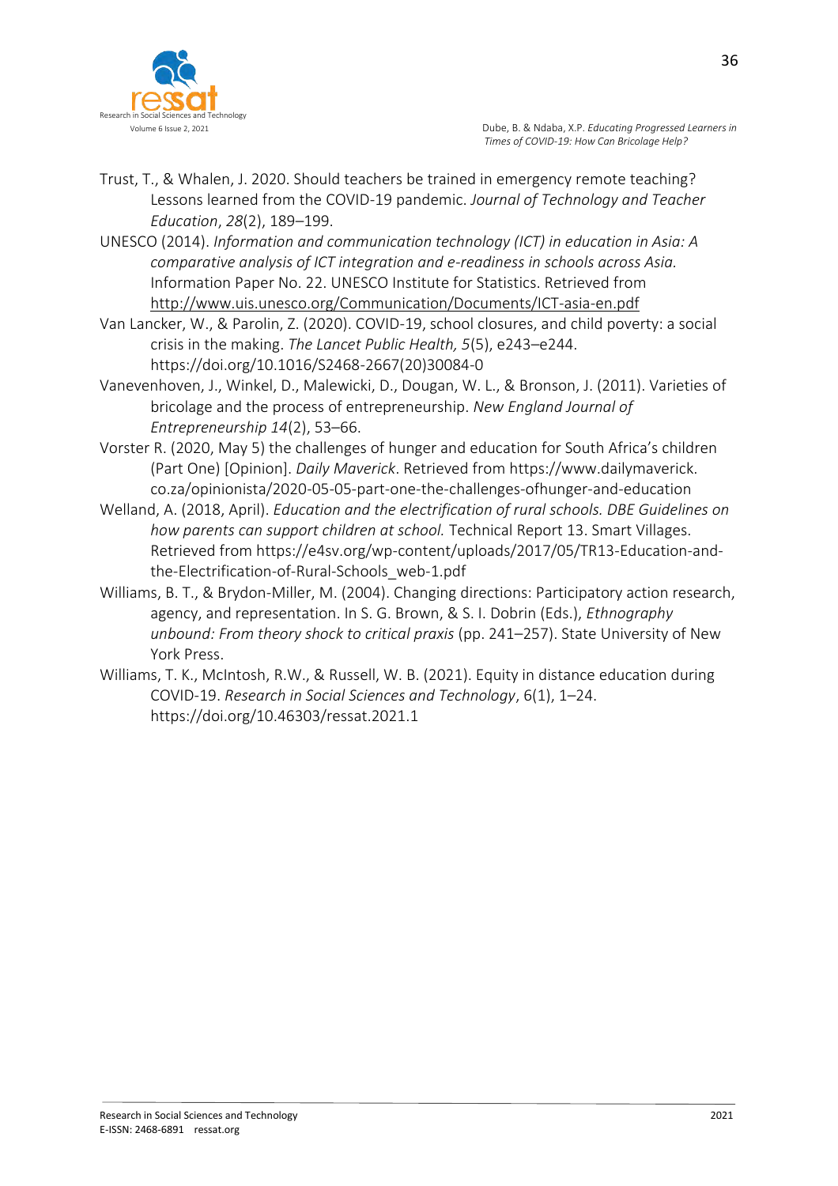Trust, T., & Whalen, J. 2020. Should teachers be trained in emergency remote teaching? Lessons learned from the COVID-19 pandemic. *Journal of Technology and Teacher Education*, *28*(2), 189–199.

UNESCO (2014). *Information and communication technology (ICT) in education in Asia: A comparative analysis of ICT integration and e-readiness in schools across Asia.* Information Paper No. 22. UNESCO Institute for Statistics. Retrieved from http://www.uis.unesco.org/Communication/Documents/ICT-asia-en.pdf

Van Lancker, W., & Parolin, Z. (2020). COVID-19, school closures, and child poverty: a social crisis in the making. *The Lancet Public Health, 5*(5), e243–e244. https://doi.org/10.1016/S2468-2667(20)30084-0

Vanevenhoven, J., Winkel, D., Malewicki, D., Dougan, W. L., & Bronson, J. (2011). Varieties of bricolage and the process of entrepreneurship. *New England Journal of Entrepreneurship 14*(2), 53–66.

Vorster R. (2020, May 5) the challenges of hunger and education for South Africa's children (Part One) [Opinion]. *Daily Maverick*. Retrieved from https://www.dailymaverick.co.za/opinionista/2020-05-05-part-one-the-challenges-ofhunger-and-education

Welland, A. (2018, April). *Education and the electrification of rural schools. DBE Guidelines on how parents can support children at school.* Technical Report 13. Smart Villages. Retrieved from https://e4sv.org/wp-content/uploads/2017/05/TR13-Education-and-the-Electrification-of-Rural-Schools_web-1.pdf

Williams, B. T., & Brydon-Miller, M. (2004). Changing directions: Participatory action research, agency, and representation. In S. G. Brown, & S. I. Dobrin (Eds.), *Ethnography unbound: From theory shock to critical praxis* (pp. 241–257). State University of New York Press.

Williams, T. K., McIntosh, R.W., & Russell, W. B. (2021). Equity in distance education during COVID-19. *Research in Social Sciences and Technology*, 6(1), 1–24. https://doi.org/10.46303/ressat.2021.1